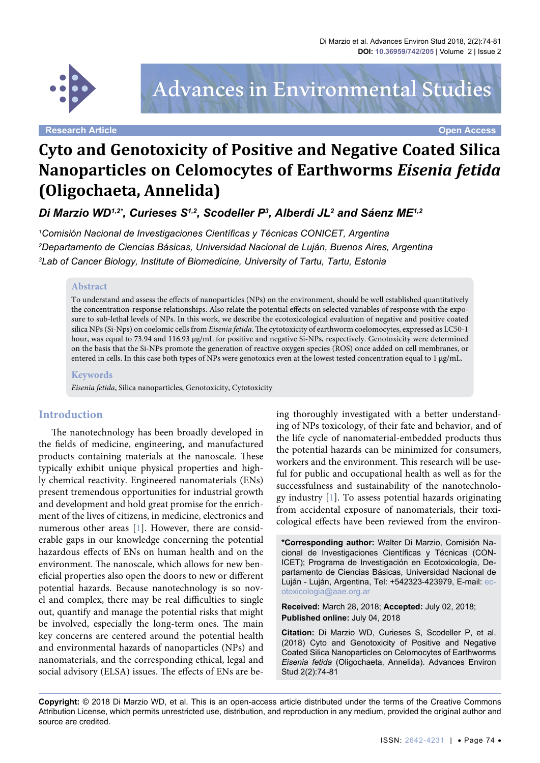Research Article | Open Access

# Cyto and Genotoxicity of Positive and Negative Coated Silica Nanoparticles on Celomocytes of Earthworms *Eisenia fetida* (Oligochaeta, Annelida)

***Di Marzio WD[1,2*], Curieses S[1,2], Scodeller P[3], Alberdi JL[2] and Sáenz ME[1,2]***

*[1]Comisión Nacional de Investigaciones Científicas y Técnicas CONICET, Argentina*

*[2]Departamento de Ciencias Básicas, Universidad Nacional de Luján, Buenos Aires, Argentina*

*[3]Lab of Cancer Biology, Institute of Biomedicine, University of Tartu, Tartu, Estonia*

## Abstract

To understand and assess the effects of nanoparticles (NPs) on the environment, should be well established quantitatively the concentration-response relationships. Also relate the potential effects on selected variables of response with the exposure to sub-lethal levels of NPs. In this work, we describe the ecotoxicological evaluation of negative and positive coated silica NPs (Si-Nps) on coelomic cells from *Eisenia fetida*. The cytotoxicity of earthworm coelomocytes, expressed as LC50-1 hour, was equal to 73.94 and 116.93 µg/mL for positive and negative Si-NPs, respectively. Genotoxicity were determined on the basis that the Si-NPs promote the generation of reactive oxygen species (ROS) once added on cell membranes, or entered in cells. In this case both types of NPs were genotoxics even at the lowest tested concentration equal to 1 µg/mL.

## Keywords

*Eisenia fetida*, Silica nanoparticles, Genotoxicity, Cytotoxicity

## Introduction

The nanotechnology has been broadly developed in the fields of medicine, engineering, and manufactured products containing materials at the nanoscale. These typically exhibit unique physical properties and highly chemical reactivity. Engineered nanomaterials (ENs) present tremendous opportunities for industrial growth and development and hold great promise for the enrichment of the lives of citizens, in medicine, electronics and numerous other areas [1]. However, there are considerable gaps in our knowledge concerning the potential hazardous effects of ENs on human health and on the environment. The nanoscale, which allows for new beneficial properties also open the doors to new or different potential hazards. Because nanotechnology is so novel and complex, there may be real difficulties to single out, quantify and manage the potential risks that might be involved, especially the long-term ones. The main key concerns are centered around the potential health and environmental hazards of nanoparticles (NPs) and nanomaterials, and the corresponding ethical, legal and social advisory (ELSA) issues. The effects of ENs are being thoroughly investigated with a better understanding of NPs toxicology, of their fate and behavior, and of the life cycle of nanomaterial-embedded products thus the potential hazards can be minimized for consumers, workers and the environment. This research will be useful for public and occupational health as well as for the successfulness and sustainability of the nanotechnology industry [1]. To assess potential hazards originating from accidental exposure of nanomaterials, their toxicological effects have been reviewed from the environ-

**\*Corresponding author:** Walter Di Marzio, Comisión Nacional de Investigaciones Científicas y Técnicas (CONICET); Programa de Investigación en Ecotoxicología, Departamento de Ciencias Básicas, Universidad Nacional de Luján - Luján, Argentina, Tel: +542323-423979, E-mail: ecotoxicologia@aae.org.ar

**Received:** March 28, 2018; **Accepted:** July 02, 2018; **Published online:** July 04, 2018

**Citation:** Di Marzio WD, Curieses S, Scodeller P, et al. (2018) Cyto and Genotoxicity of Positive and Negative Coated Silica Nanoparticles on Celomocytes of Earthworms *Eisenia fetida* (Oligochaeta, Annelida). Advances Environ Stud 2(2):74-81

**Copyright:** © 2018 Di Marzio WD, et al. This is an open-access article distributed under the terms of the Creative Commons Attribution License, which permits unrestricted use, distribution, and reproduction in any medium, provided the original author and source are credited.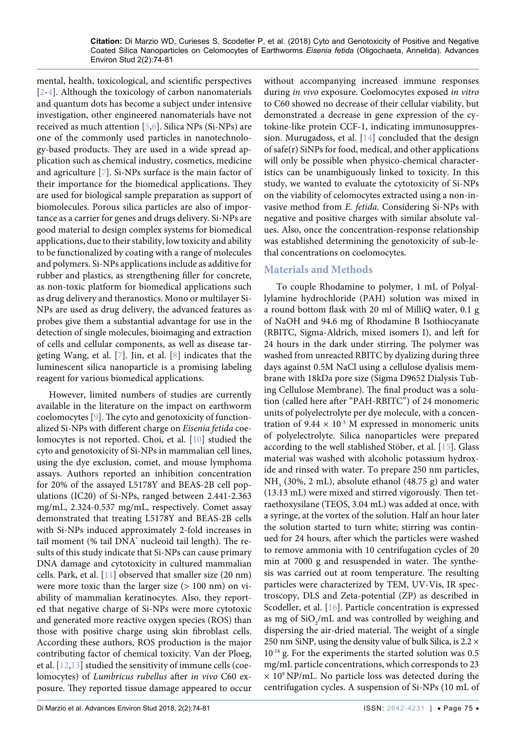mental, health, toxicological, and scientific perspectives [2-4]. Although the toxicology of carbon nanomaterials and quantum dots has become a subject under intensive investigation, other engineered nanomaterials have not received as much attention [5,6]. Silica NPs (Si-NPs) are one of the commonly used particles in nanotechnology-based products. They are used in a wide spread application such as chemical industry, cosmetics, medicine and agriculture [7]. Si-NPs surface is the main factor of their importance for the biomedical applications. They are used for biological sample preparation as support of biomolecules. Porous silica particles are also of importance as a carrier for genes and drugs delivery. Si-NPs are good material to design complex systems for biomedical applications, due to their stability, low toxicity and ability to be functionalized by coating with a range of molecules and polymers. Si-NPs applications include as additive for rubber and plastics, as strengthening filler for concrete, as non-toxic platform for biomedical applications such as drug delivery and theranostics. Mono or multilayer Si-NPs are used as drug delivery, the advanced features as probes give them a substantial advantage for use in the detection of single molecules, bioimaging and extraction of cells and cellular components, as well as disease targeting Wang, et al. [7]. Jin, et al. [8] indicates that the luminescent silica nanoparticle is a promising labeling reagent for various biomedical applications.

However, limited numbers of studies are currently available in the literature on the impact on earthworm coelomocytes [9]. The cyto and genotoxicity of functionalized Si-NPs with different charge on *Eisenia fetida* coelomocytes is not reported. Choi, et al. [10] studied the cyto and genotoxicity of Si-NPs in mammalian cell lines, using the dye exclusion, comet, and mouse lymphoma assays. Authors reported an inhibition concentration for 20% of the assayed L5178Y and BEAS-2B cell populations (IC20) of Si-NPs, ranged between 2.441-2.363 mg/mL, 2.324-0.537 mg/mL, respectively. Comet assay demonstrated that treating L5178Y and BEAS-2B cells with Si-NPs induced approximately 2-fold increases in tail moment (% tail DNA* nucleoid tail length). The results of this study indicate that Si-NPs can cause primary DNA damage and cytotoxicity in cultured mammalian cells. Park, et al. [11] observed that smaller size (20 nm) were more toxic than the larger size (> 100 nm) on viability of mammalian keratinocytes. Also, they reported that negative charge of Si-NPs were more cytotoxic and generated more reactive oxygen species (ROS) than those with positive charge using skin fibroblast cells. According these authors, ROS production is the major contributing factor of chemical toxicity. Van der Ploeg, et al. [12,13] studied the sensitivity of immune cells (coelomocytes) of *Lumbricus rubellus* after *in vivo* C60 exposure. They reported tissue damage appeared to occur without accompanying increased immune responses during *in vivo* exposure. Coelomocytes exposed *in vitro* to C60 showed no decrease of their cellular viability, but demonstrated a decrease in gene expression of the cytokine-like protein CCF-1, indicating immunosuppression. Murugadoss, et al. [14] concluded that the design of safe(r) SiNPs for food, medical, and other applications will only be possible when physico-chemical characteristics can be unambiguously linked to toxicity. In this study, we wanted to evaluate the cytotoxicity of Si-NPs on the viability of celomocytes extracted using a non-invasive method from *E. fetida*. Considering Si-NPs with negative and positive charges with similar absolute values. Also, once the concentration-response relationship was established determining the genotoxicity of sub-lethal concentrations on coelomocytes.

## Materials and Methods

To couple Rhodamine to polymer, 1 mL of Polyallylamine hydrochloride (PAH) solution was mixed in a round bottom flask with 20 ml of MilliQ water, 0.1 g of NaOH and 94.6 mg of Rhodamine B Isothiocyanate (RBITC, Sigma-Aldrich, mixed isomers I), and left for 24 hours in the dark under stirring. The polymer was washed from unreacted RBITC by dyalizing during three days against 0.5M NaCl using a cellulose dyalisis membrane with 18kDa pore size (Sigma D9652 Dialysis Tubing Cellulose Membrane). The final product was a solution (called here after "PAH-RBITC") of 24 monomeric units of polyelectrolyte per dye molecule, with a concentration of $9.44 \times 10^{-3}$ M expressed in monomeric units of polyelectrolyte. Silica nanoparticles were prepared according to the well stablished Stöber, et al. [15]. Glass material was washed with alcoholic potassium hydroxide and rinsed with water. To prepare 250 nm particles, $NH_3$ (30%, 2 mL), absolute ethanol (48.75 g) and water (13.13 mL) were mixed and stirred vigorously. Then tetraethoxysilane (TEOS, 3.04 mL) was added at once, with a syringe, at the vortex of the solution. Half an hour later the solution started to turn white; stirring was continued for 24 hours, after which the particles were washed to remove ammonia with 10 centrifugation cycles of 20 min at 7000 g and resuspended in water. The synthesis was carried out at room temperature. The resulting particles were characterized by TEM, UV-Vis, IR spectroscopy, DLS and Zeta-potential (ZP) as described in Scodeller, et al. [16]. Particle concentration is expressed as mg of $SiO_2$/mL and was controlled by weighing and dispersing the air-dried material. The weight of a single 250 nm SiNP, using the density value of bulk Silica, is $2.2 \times 10^{-14}$ g. For the experiments the started solution was 0.5 mg/mL particle concentrations, which corresponds to 23 $\times 10^9$ NP/mL. No particle loss was detected during the centrifugation cycles. A suspension of Si-NPs (10 mL of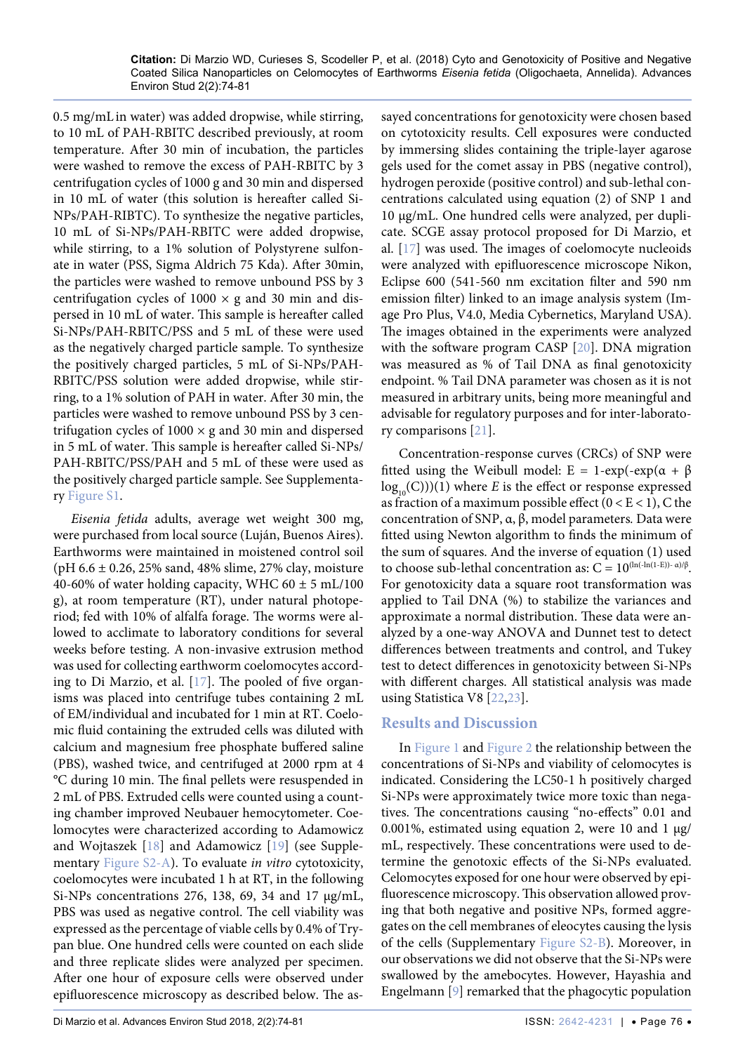0.5 mg/mL in water) was added dropwise, while stirring, to 10 mL of PAH-RBITC described previously, at room temperature. After 30 min of incubation, the particles were washed to remove the excess of PAH-RBITC by 3 centrifugation cycles of 1000 g and 30 min and dispersed in 10 mL of water (this solution is hereafter called Si-NPs/PAH-RIBTC). To synthesize the negative particles, 10 mL of Si-NPs/PAH-RBITC were added dropwise, while stirring, to a 1% solution of Polystyrene sulfonate in water (PSS, Sigma Aldrich 75 Kda). After 30min, the particles were washed to remove unbound PSS by 3 centrifugation cycles of 1000 × g and 30 min and dispersed in 10 mL of water. This sample is hereafter called Si-NPs/PAH-RBITC/PSS and 5 mL of these were used as the negatively charged particle sample. To synthesize the positively charged particles, 5 mL of Si-NPs/PAH-RBITC/PSS solution were added dropwise, while stirring, to a 1% solution of PAH in water. After 30 min, the particles were washed to remove unbound PSS by 3 centrifugation cycles of 1000 × g and 30 min and dispersed in 5 mL of water. This sample is hereafter called Si-NPs/PAH-RBITC/PSS/PAH and 5 mL of these were used as the positively charged particle sample. See Supplementary Figure S1.

*Eisenia fetida* adults, average wet weight 300 mg, were purchased from local source (Luján, Buenos Aires). Earthworms were maintained in moistened control soil (pH 6.6 ± 0.26, 25% sand, 48% slime, 27% clay, moisture 40-60% of water holding capacity, WHC 60 ± 5 mL/100 g), at room temperature (RT), under natural photoperiod; fed with 10% of alfalfa forage. The worms were allowed to acclimate to laboratory conditions for several weeks before testing. A non-invasive extrusion method was used for collecting earthworm coelomocytes according to Di Marzio, et al. [17]. The pooled of five organisms was placed into centrifuge tubes containing 2 mL of EM/individual and incubated for 1 min at RT. Coelomic fluid containing the extruded cells was diluted with calcium and magnesium free phosphate buffered saline (PBS), washed twice, and centrifuged at 2000 rpm at 4 °C during 10 min. The final pellets were resuspended in 2 mL of PBS. Extruded cells were counted using a counting chamber improved Neubauer hemocytometer. Coelomocytes were characterized according to Adamowicz and Wojtaszek [18] and Adamowicz [19] (see Supplementary Figure S2-A). To evaluate *in vitro* cytotoxicity, coelomocytes were incubated 1 h at RT, in the following Si-NPs concentrations 276, 138, 69, 34 and 17 μg/mL, PBS was used as negative control. The cell viability was expressed as the percentage of viable cells by 0.4% of Trypan blue. One hundred cells were counted on each slide and three replicate slides were analyzed per specimen. After one hour of exposure cells were observed under epifluorescence microscopy as described below. The assayed concentrations for genotoxicity were chosen based on cytotoxicity results. Cell exposures were conducted by immersing slides containing the triple-layer agarose gels used for the comet assay in PBS (negative control), hydrogen peroxide (positive control) and sub-lethal concentrations calculated using equation (2) of SNP 1 and 10 μg/mL. One hundred cells were analyzed, per duplicate. SCGE assay protocol proposed for Di Marzio, et al. [17] was used. The images of coelomocyte nucleoids were analyzed with epifluorescence microscope Nikon, Eclipse 600 (541-560 nm excitation filter and 590 nm emission filter) linked to an image analysis system (Image Pro Plus, V4.0, Media Cybernetics, Maryland USA). The images obtained in the experiments were analyzed with the software program CASP [20]. DNA migration was measured as % of Tail DNA as final genotoxicity endpoint. % Tail DNA parameter was chosen as it is not measured in arbitrary units, being more meaningful and advisable for regulatory purposes and for inter-laboratory comparisons [21].

Concentration-response curves (CRCs) of SNP were fitted using the Weibull model: $E = 1-\exp(-\exp(\alpha + \beta \log_{10}(C)))$(1) where $E$ is the effect or response expressed as fraction of a maximum possible effect ($0 < E < 1$), C the concentration of SNP, α, β, model parameters. Data were fitted using Newton algorithm to finds the minimum of the sum of squares. And the inverse of equation (1) used to choose sub-lethal concentration as: $C = 10^{(\ln(-\ln(1-E))-\alpha)/\beta}$. For genotoxicity data a square root transformation was applied to Tail DNA (%) to stabilize the variances and approximate a normal distribution. These data were analyzed by a one-way ANOVA and Dunnet test to detect differences between treatments and control, and Tukey test to detect differences in genotoxicity between Si-NPs with different charges. All statistical analysis was made using Statistica V8 [22,23].

## Results and Discussion

In Figure 1 and Figure 2 the relationship between the concentrations of Si-NPs and viability of celomocytes is indicated. Considering the LC50-1 h positively charged Si-NPs were approximately twice more toxic than negatives. The concentrations causing "no-effects" 0.01 and 0.001%, estimated using equation 2, were 10 and 1 μg/mL, respectively. These concentrations were used to determine the genotoxic effects of the Si-NPs evaluated. Celomocytes exposed for one hour were observed by epifluorescence microscopy. This observation allowed proving that both negative and positive NPs, formed aggregates on the cell membranes of eleocytes causing the lysis of the cells (Supplementary Figure S2-B). Moreover, in our observations we did not observe that the Si-NPs were swallowed by the amebocytes. However, Hayashia and Engelmann [9] remarked that the phagocytic population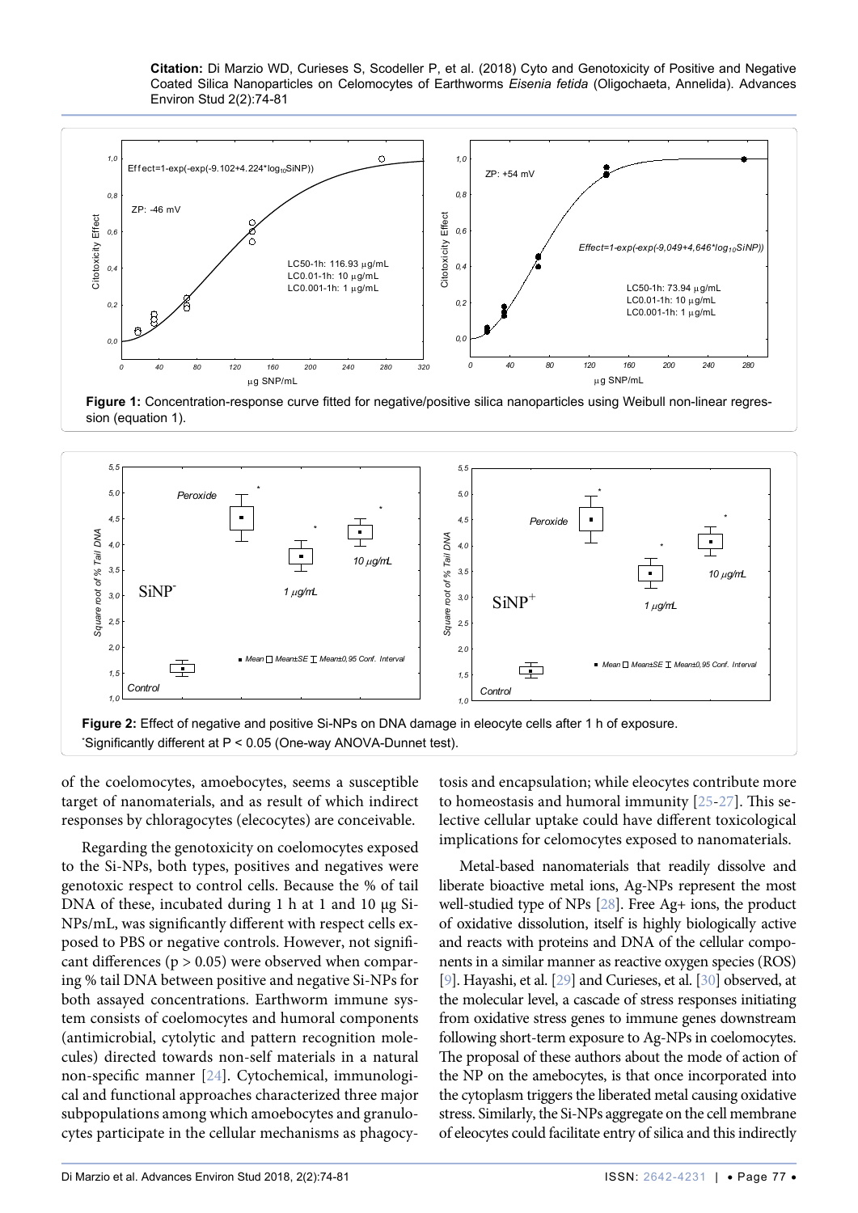Figure 1: Concentration-response curve fitted for negative/positive silica nanoparticles using Weibull non-linear regression (equation 1).

Figure 2: Effect of negative and positive Si-NPs on DNA damage in eleocyte cells after 1 h of exposure.
*Significantly different at P < 0.05 (One-way ANOVA-Dunnet test).

of the coelomocytes, amoebocytes, seems a susceptible target of nanomaterials, and as result of which indirect responses by chloragocytes (elecocytes) are conceivable.

Regarding the genotoxicity on coelomocytes exposed to the Si-NPs, both types, positives and negatives were genotoxic respect to control cells. Because the % of tail DNA of these, incubated during 1 h at 1 and 10 μg Si-NPs/mL, was significantly different with respect cells exposed to PBS or negative controls. However, not significant differences ($p > 0.05$) were observed when comparing % tail DNA between positive and negative Si-NPs for both assayed concentrations. Earthworm immune system consists of coelomocytes and humoral components (antimicrobial, cytolytic and pattern recognition molecules) directed towards non-self materials in a natural non-specific manner [24]. Cytochemical, immunological and functional approaches characterized three major subpopulations among which amoebocytes and granulocytes participate in the cellular mechanisms as phagocytosis and encapsulation; while eleocytes contribute more to homeostasis and humoral immunity [25-27]. This selective cellular uptake could have different toxicological implications for celomocytes exposed to nanomaterials.

Metal-based nanomaterials that readily dissolve and liberate bioactive metal ions, Ag-NPs represent the most well-studied type of NPs [28]. Free $Ag^+$ ions, the product of oxidative dissolution, itself is highly biologically active and reacts with proteins and DNA of the cellular components in a similar manner as reactive oxygen species (ROS) [9]. Hayashi, et al. [29] and Curieses, et al. [30] observed, at the molecular level, a cascade of stress responses initiating from oxidative stress genes to immune genes downstream following short-term exposure to Ag-NPs in coelomocytes. The proposal of these authors about the mode of action of the NP on the amebocytes, is that once incorporated into the cytoplasm triggers the liberated metal causing oxidative stress. Similarly, the Si-NPs aggregate on the cell membrane of eleocytes could facilitate entry of silica and this indirectly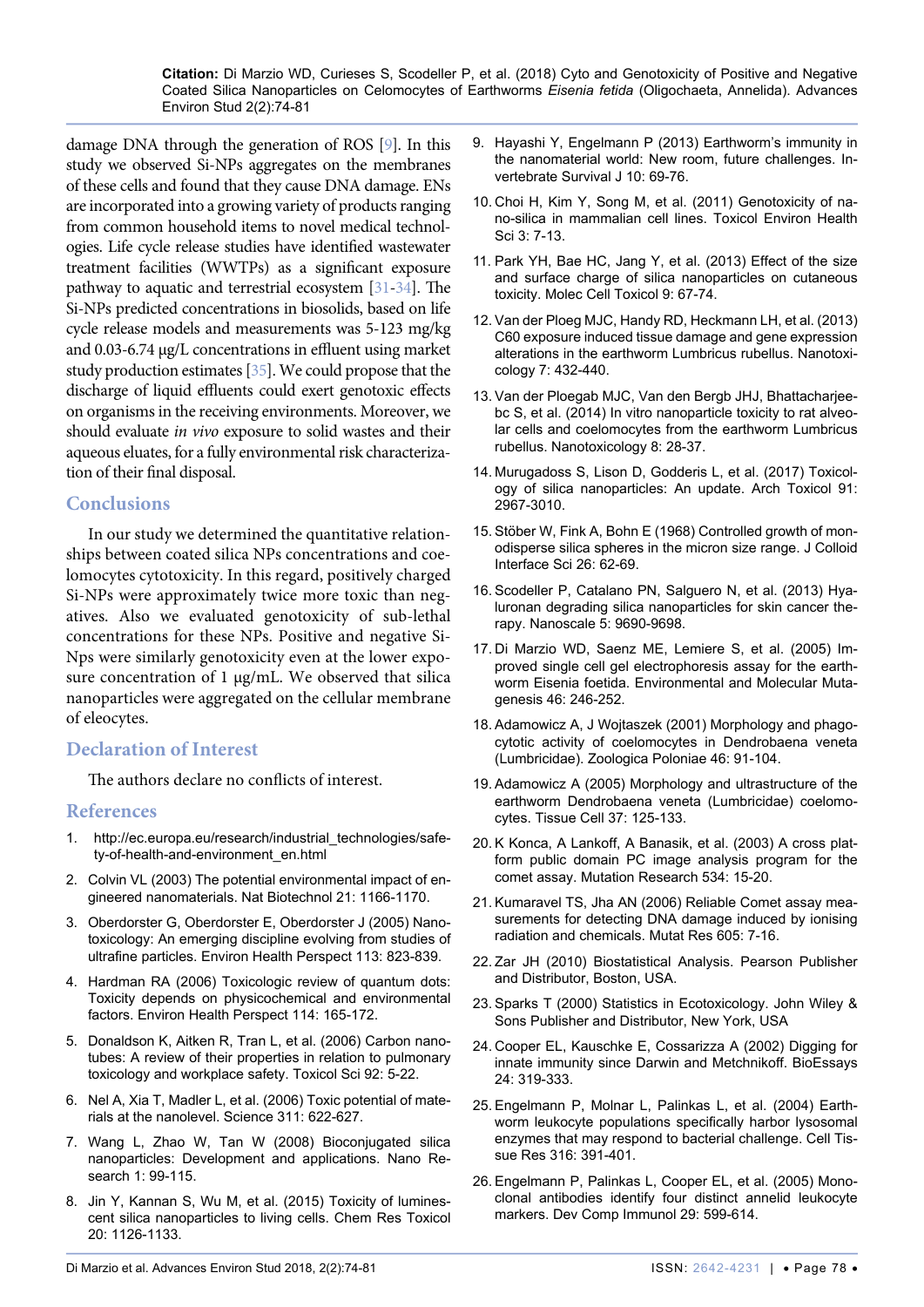damage DNA through the generation of ROS [9]. In this study we observed Si-NPs aggregates on the membranes of these cells and found that they cause DNA damage. ENs are incorporated into a growing variety of products ranging from common household items to novel medical technologies. Life cycle release studies have identified wastewater treatment facilities (WWTPs) as a significant exposure pathway to aquatic and terrestrial ecosystem [31-34]. The Si-NPs predicted concentrations in biosolids, based on life cycle release models and measurements was 5-123 mg/kg and 0.03-6.74 μg/L concentrations in effluent using market study production estimates [35]. We could propose that the discharge of liquid effluents could exert genotoxic effects on organisms in the receiving environments. Moreover, we should evaluate *in vivo* exposure to solid wastes and their aqueous eluates, for a fully environmental risk characterization of their final disposal.

## Conclusions

In our study we determined the quantitative relationships between coated silica NPs concentrations and coelomocytes cytotoxicity. In this regard, positively charged Si-NPs were approximately twice more toxic than negatives. Also we evaluated genotoxicity of sub-lethal concentrations for these NPs. Positive and negative Si-Nps were similarly genotoxicity even at the lower exposure concentration of 1 μg/mL. We observed that silica nanoparticles were aggregated on the cellular membrane of eleocytes.

## Declaration of Interest

The authors declare no conflicts of interest.

## References

1. http://ec.europa.eu/research/industrial_technologies/safety-of-health-and-environment_en.html
2. Colvin VL (2003) The potential environmental impact of engineered nanomaterials. Nat Biotechnol 21: 1166-1170.
3. Oberdorster G, Oberdorster E, Oberdorster J (2005) Nanotoxicology: An emerging discipline evolving from studies of ultrafine particles. Environ Health Perspect 113: 823-839.
4. Hardman RA (2006) Toxicologic review of quantum dots: Toxicity depends on physicochemical and environmental factors. Environ Health Perspect 114: 165-172.
5. Donaldson K, Aitken R, Tran L, et al. (2006) Carbon nanotubes: A review of their properties in relation to pulmonary toxicology and workplace safety. Toxicol Sci 92: 5-22.
6. Nel A, Xia T, Madler L, et al. (2006) Toxic potential of materials at the nanolevel. Science 311: 622-627.
7. Wang L, Zhao W, Tan W (2008) Bioconjugated silica nanoparticles: Development and applications. Nano Research 1: 99-115.
8. Jin Y, Kannan S, Wu M, et al. (2015) Toxicity of luminescent silica nanoparticles to living cells. Chem Res Toxicol 20: 1126-1133.
9. Hayashi Y, Engelmann P (2013) Earthworm's immunity in the nanomaterial world: New room, future challenges. Invertebrate Survival J 10: 69-76.
10. Choi H, Kim Y, Song M, et al. (2011) Genotoxicity of nano-silica in mammalian cell lines. Toxicol Environ Health Sci 3: 7-13.
11. Park YH, Bae HC, Jang Y, et al. (2013) Effect of the size and surface charge of silica nanoparticles on cutaneous toxicity. Molec Cell Toxicol 9: 67-74.
12. Van der Ploeg MJC, Handy RD, Heckmann LH, et al. (2013) C60 exposure induced tissue damage and gene expression alterations in the earthworm Lumbricus rubellus. Nanotoxicology 7: 432-440.
13. Van der Ploegab MJC, Van den Bergb JHJ, Bhattacharjeebc S, et al. (2014) In vitro nanoparticle toxicity to rat alveolar cells and coelomocytes from the earthworm Lumbricus rubellus. Nanotoxicology 8: 28-37.
14. Murugadoss S, Lison D, Godderis L, et al. (2017) Toxicology of silica nanoparticles: An update. Arch Toxicol 91: 2967-3010.
15. Stöber W, Fink A, Bohn E (1968) Controlled growth of monodisperse silica spheres in the micron size range. J Colloid Interface Sci 26: 62-69.
16. Scodeller P, Catalano PN, Salguero N, et al. (2013) Hyaluronan degrading silica nanoparticles for skin cancer therapy. Nanoscale 5: 9690-9698.
17. Di Marzio WD, Saenz ME, Lemiere S, et al. (2005) Improved single cell gel electrophoresis assay for the earthworm Eisenia foetida. Environmental and Molecular Mutagenesis 46: 246-252.
18. Adamowicz A, J Wojtaszek (2001) Morphology and phagocytotic activity of coelomocytes in Dendrobaena veneta (Lumbricidae). Zoologica Poloniae 46: 91-104.
19. Adamowicz A (2005) Morphology and ultrastructure of the earthworm Dendrobaena veneta (Lumbricidae) coelomocytes. Tissue Cell 37: 125-133.
20. K Konca, A Lankoff, A Banasik, et al. (2003) A cross platform public domain PC image analysis program for the comet assay. Mutation Research 534: 15-20.
21. Kumaravel TS, Jha AN (2006) Reliable Comet assay measurements for detecting DNA damage induced by ionising radiation and chemicals. Mutat Res 605: 7-16.
22. Zar JH (2010) Biostatistical Analysis. Pearson Publisher and Distributor, Boston, USA.
23. Sparks T (2000) Statistics in Ecotoxicology. John Wiley & Sons Publisher and Distributor, New York, USA
24. Cooper EL, Kauschke E, Cossarizza A (2002) Digging for innate immunity since Darwin and Metchnikoff. BioEssays 24: 319-333.
25. Engelmann P, Molnar L, Palinkas L, et al. (2004) Earthworm leukocyte populations specifically harbor lysosomal enzymes that may respond to bacterial challenge. Cell Tissue Res 316: 391-401.
26. Engelmann P, Palinkas L, Cooper EL, et al. (2005) Monoclonal antibodies identify four distinct annelid leukocyte markers. Dev Comp Immunol 29: 599-614.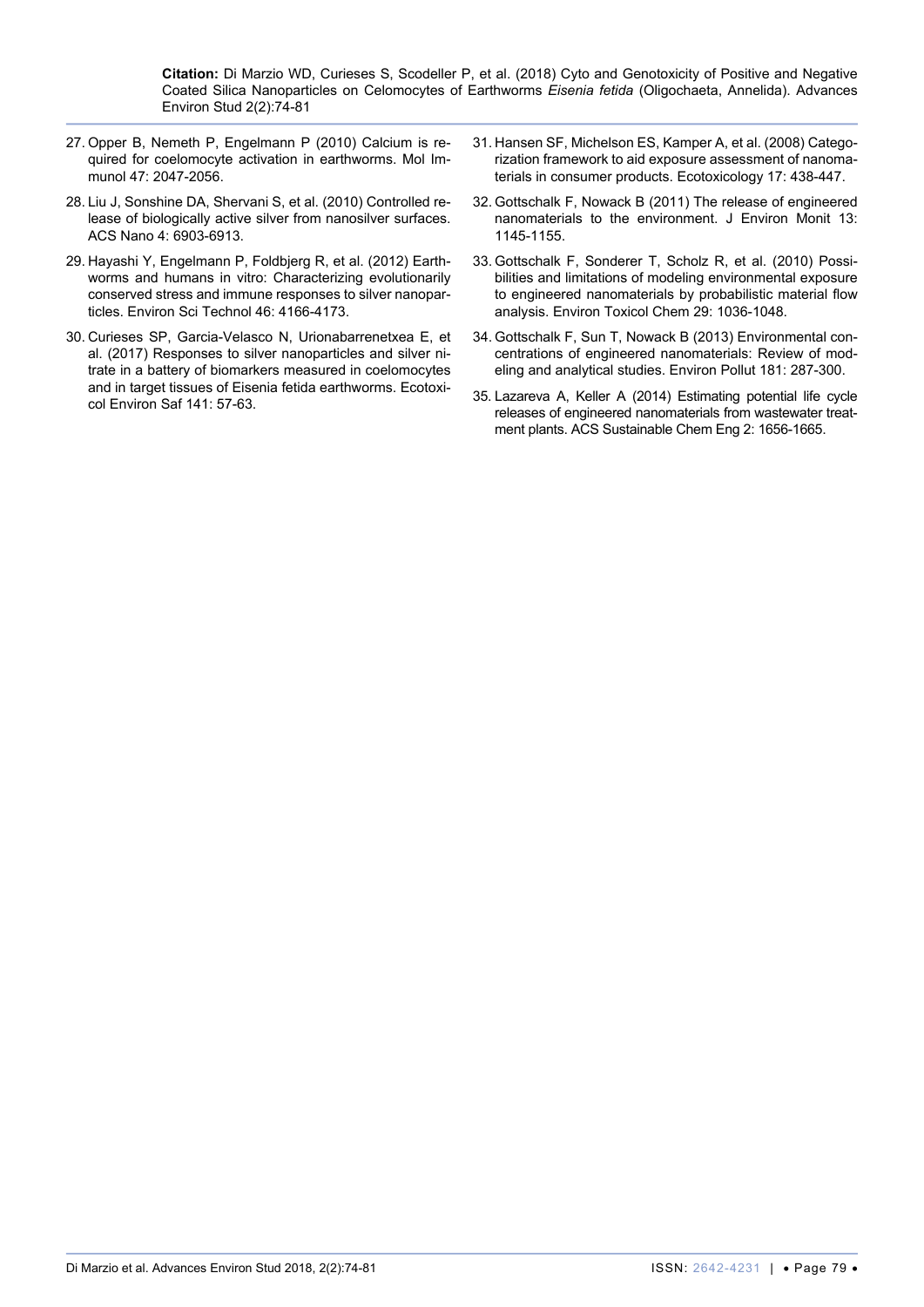27. Opper B, Nemeth P, Engelmann P (2010) Calcium is required for coelomocyte activation in earthworms. Mol Immunol 47: 2047-2056.

28. Liu J, Sonshine DA, Shervani S, et al. (2010) Controlled release of biologically active silver from nanosilver surfaces. ACS Nano 4: 6903-6913.

29. Hayashi Y, Engelmann P, Foldbjerg R, et al. (2012) Earthworms and humans in vitro: Characterizing evolutionarily conserved stress and immune responses to silver nanoparticles. Environ Sci Technol 46: 4166-4173.

30. Curieses SP, Garcia-Velasco N, Urionabarrenetxea E, et al. (2017) Responses to silver nanoparticles and silver nitrate in a battery of biomarkers measured in coelomocytes and in target tissues of Eisenia fetida earthworms. Ecotoxicol Environ Saf 141: 57-63.

31. Hansen SF, Michelson ES, Kamper A, et al. (2008) Categorization framework to aid exposure assessment of nanomaterials in consumer products. Ecotoxicology 17: 438-447.

32. Gottschalk F, Nowack B (2011) The release of engineered nanomaterials to the environment. J Environ Monit 13: 1145-1155.

33. Gottschalk F, Sonderer T, Scholz R, et al. (2010) Possibilities and limitations of modeling environmental exposure to engineered nanomaterials by probabilistic material flow analysis. Environ Toxicol Chem 29: 1036-1048.

34. Gottschalk F, Sun T, Nowack B (2013) Environmental concentrations of engineered nanomaterials: Review of modeling and analytical studies. Environ Pollut 181: 287-300.

35. Lazareva A, Keller A (2014) Estimating potential life cycle releases of engineered nanomaterials from wastewater treatment plants. ACS Sustainable Chem Eng 2: 1656-1665.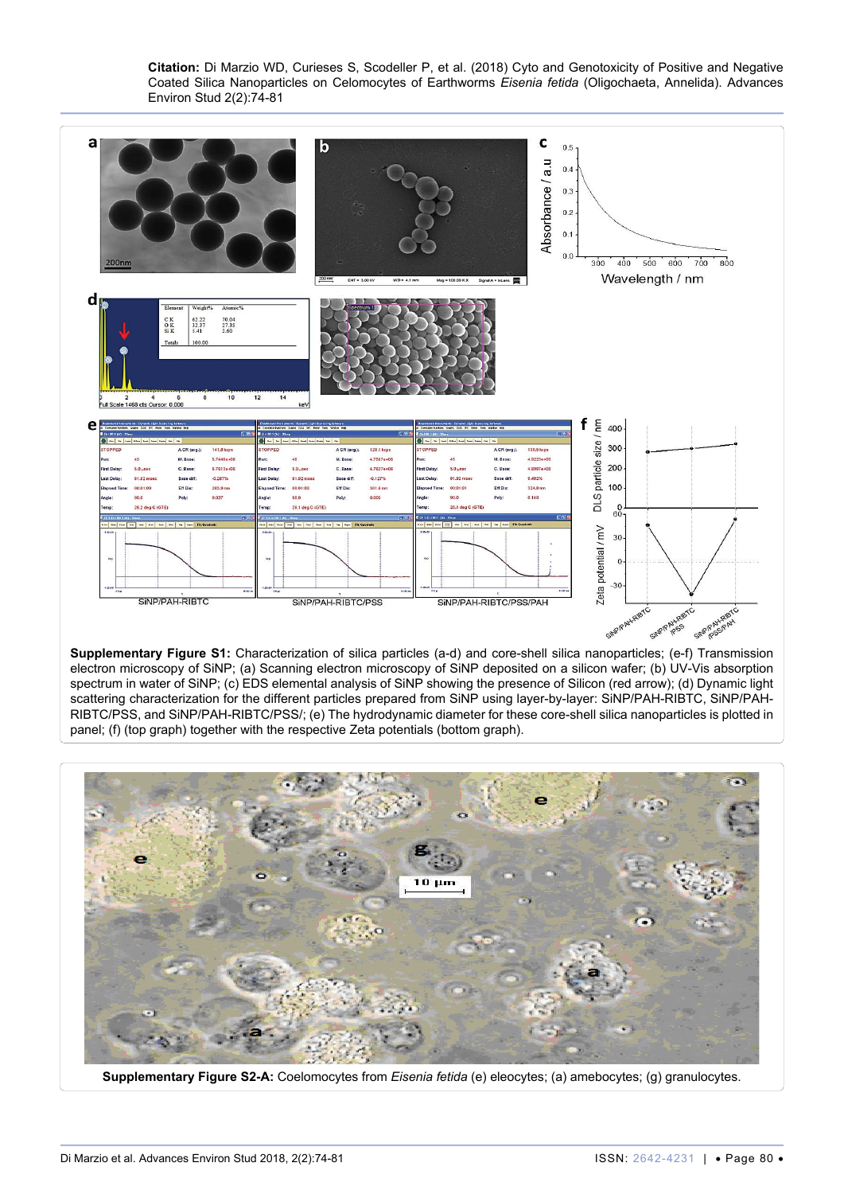**Supplementary Figure S1:** Characterization of silica particles (a-d) and core-shell silica nanoparticles; (e-f) Transmission electron microscopy of SiNP; (a) Scanning electron microscopy of SiNP deposited on a silicon wafer; (b) UV-Vis absorption spectrum in water of SiNP; (c) EDS elemental analysis of SiNP showing the presence of Silicon (red arrow); (d) Dynamic light scattering characterization for the different particles prepared from SiNP using layer-by-layer: SiNP/PAH-RIBTC, SiNP/PAH-RIBTC/PSS, and SiNP/PAH-RIBTC/PSS/; (e) The hydrodynamic diameter for these core-shell silica nanoparticles is plotted in panel; (f) (top graph) together with the respective Zeta potentials (bottom graph).

**Supplementary Figure S2-A:** Coelomocytes from *Eisenia fetida* (e) eleocytes; (a) amebocytes; (g) granulocytes.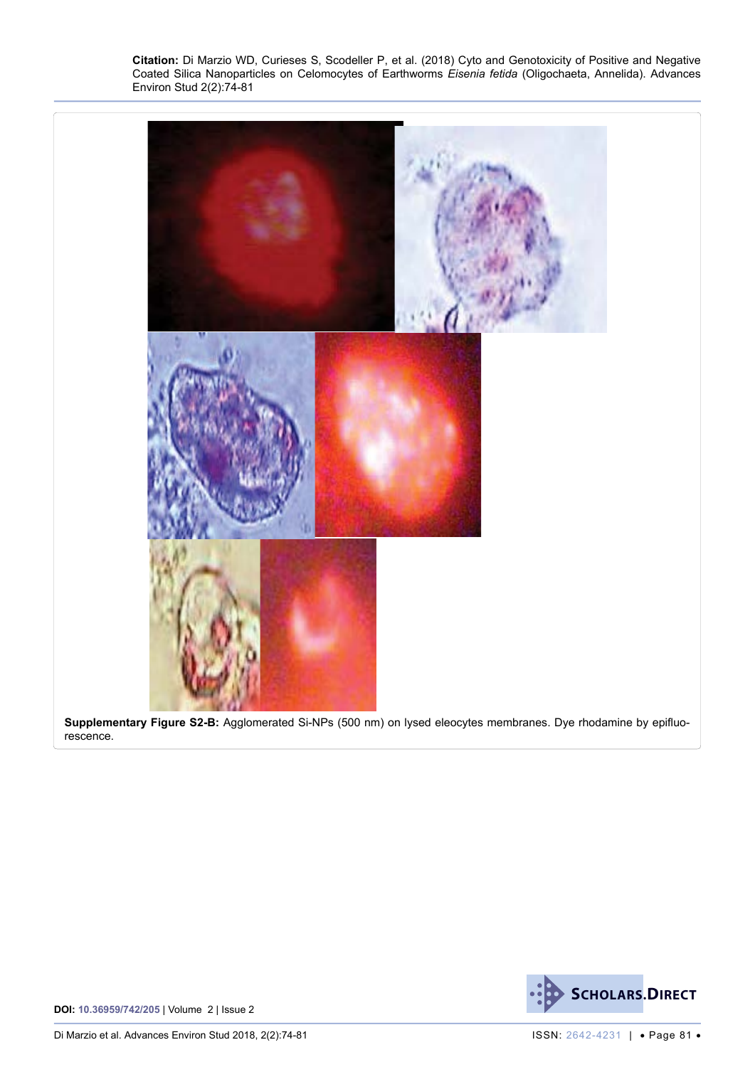**Supplementary Figure S2-B:** Agglomerated Si-NPs (500 nm) on lysed eleocytes membranes. Dye rhodamine by epifluorescence.